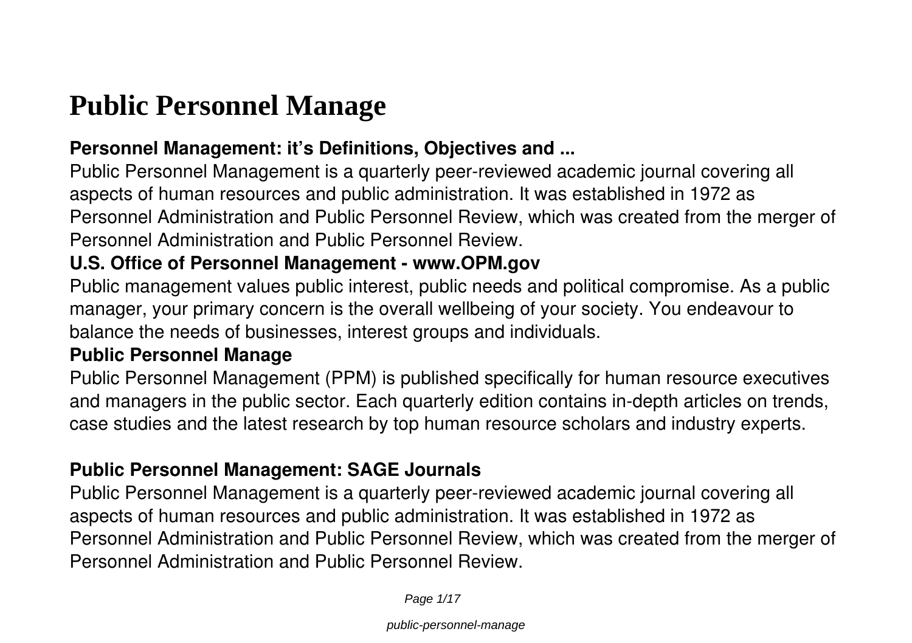# Public Personnel Manage

### Personnel Management: it's Definitions, Objectives and ...

Public Personnel Management is a quarterly peer-reviewed academic journal covering all aspects of human resources and public administration. It was established in 1972 as Personnel Administration and Public Personnel Review, which was created from the merger of Personnel Administration and Public Personnel Review.

### U.S. Office of Personnel Management - www.OPM.gov

Public management values public interest, public needs and political compromise. As a public manager, your primary concern is the overall wellbeing of your society. You endeavour to balance the needs of businesses, interest groups and individuals.

### Public Personnel Manage

Public Personnel Management (PPM) is published specifically for human resource executives and managers in the public sector. Each quarterly edition contains in-depth articles on trends, case studies and the latest research by top human resource scholars and industry experts.

### Public Personnel Management: SAGE Journals

Public Personnel Management is a quarterly peer-reviewed academic journal covering all aspects of human resources and public administration. It was established in 1972 as Personnel Administration and Public Personnel Review, which was created from the merger of Personnel Administration and Public Personnel Review.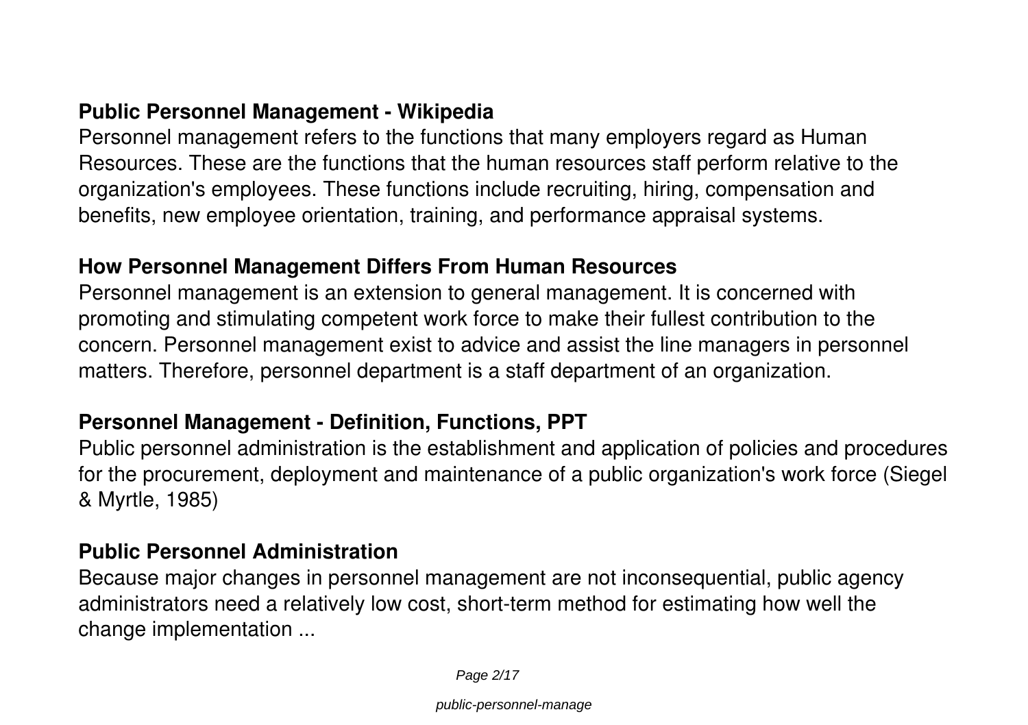### Public Personnel Management - Wikipedia

Personnel management refers to the functions that many employers regard as Human Resources. These are the functions that the human resources staff perform relative to the organization's employees. These functions include recruiting, hiring, compensation and benefits, new employee orientation, training, and performance appraisal systems.

### How Personnel Management Differs From Human Resources

Personnel management is an extension to general management. It is concerned with promoting and stimulating competent work force to make their fullest contribution to the concern. Personnel management exist to advice and assist the line managers in personnel matters. Therefore, personnel department is a staff department of an organization.

### Personnel Management - Definition, Functions, PPT

Public personnel administration is the establishment and application of policies and procedures for the procurement, deployment and maintenance of a public organization's work force (Siegel & Myrtle, 1985)

### Public Personnel Administration

Because major changes in personnel management are not inconsequential, public agency administrators need a relatively low cost, short-term method for estimating how well the change implementation ...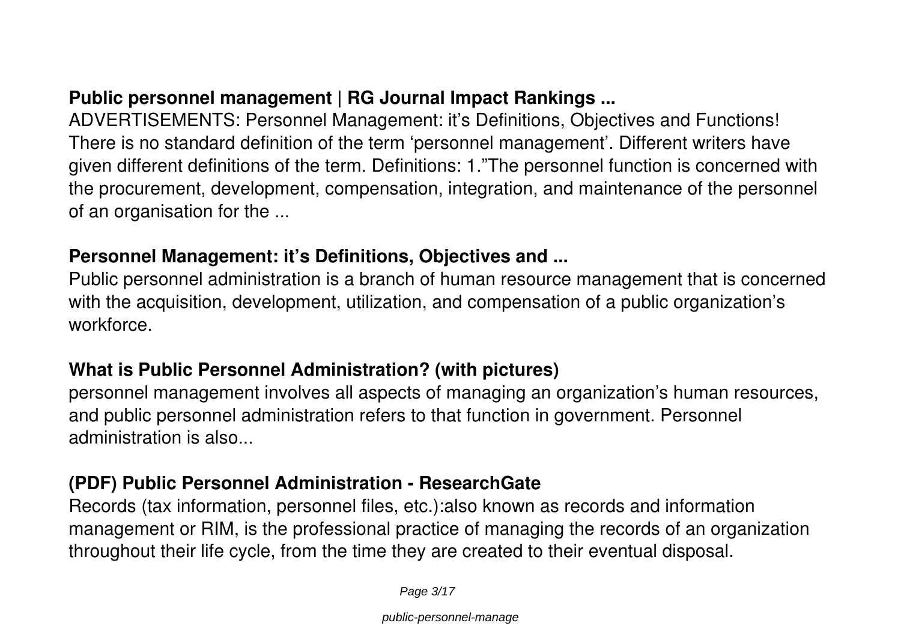**Public personnel management | RG Journal Impact Rankings ...**

ADVERTISEMENTS: Personnel Management: it's Definitions, Objectives and Functions! There is no standard definition of the term 'personnel management'. Different writers have given different definitions of the term. Definitions: 1."The personnel function is concerned with the procurement, development, compensation, integration, and maintenance of the personnel of an organisation for the ...

**Personnel Management: it's Definitions, Objectives and ...**

Public personnel administration is a branch of human resource management that is concerned with the acquisition, development, utilization, and compensation of a public organization's workforce.

**What is Public Personnel Administration? (with pictures)**

personnel management involves all aspects of managing an organization's human resources, and public personnel administration refers to that function in government. Personnel administration is also...

**(PDF) Public Personnel Administration - ResearchGate**

Records (tax information, personnel files, etc.):also known as records and information management or RIM, is the professional practice of managing the records of an organization throughout their life cycle, from the time they are created to their eventual disposal.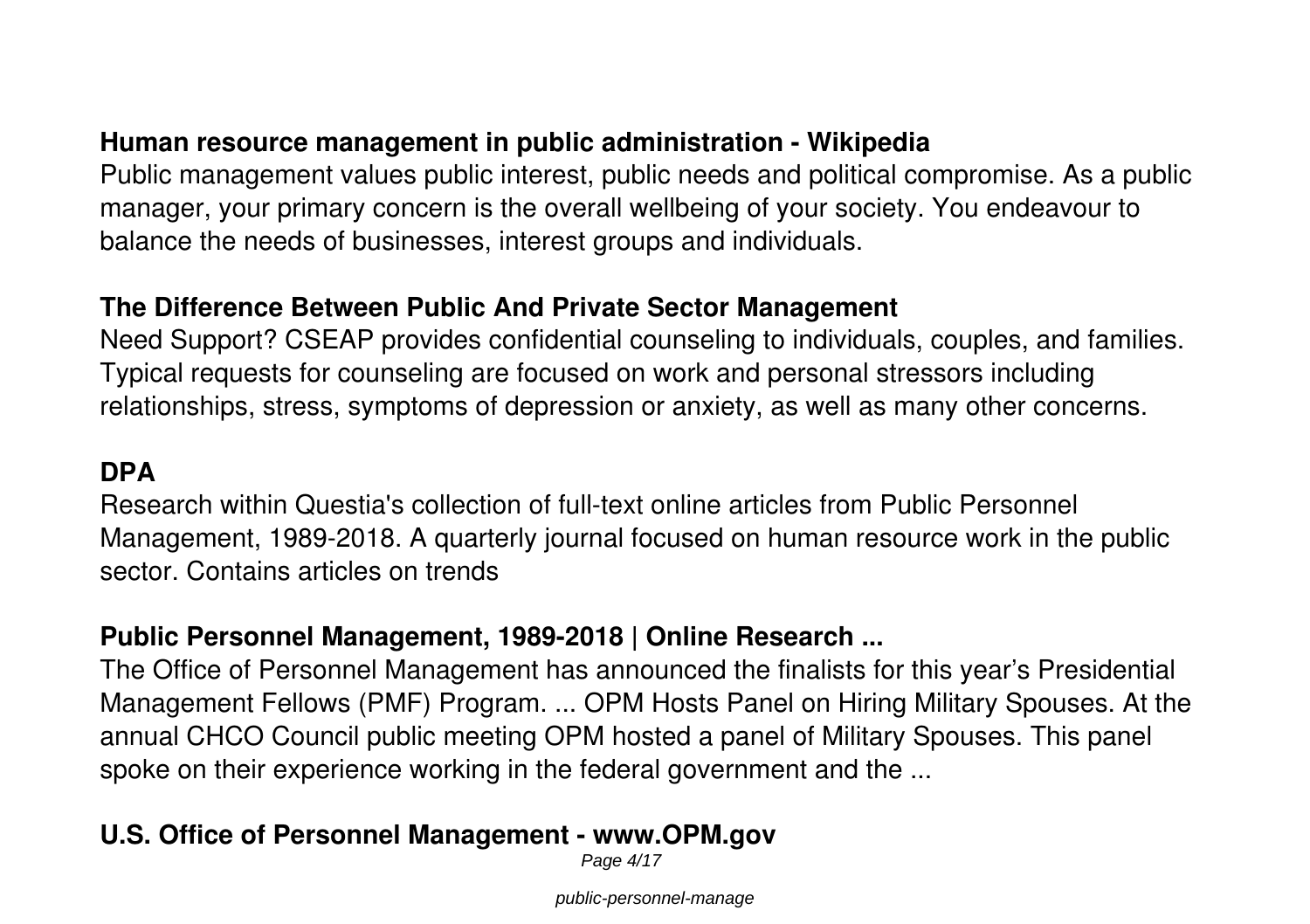## Human resource management in public administration - Wikipedia

Public management values public interest, public needs and political compromise. As a public manager, your primary concern is the overall wellbeing of your society. You endeavour to balance the needs of businesses, interest groups and individuals.

## The Difference Between Public And Private Sector Management

Need Support? CSEAP provides confidential counseling to individuals, couples, and families. Typical requests for counseling are focused on work and personal stressors including relationships, stress, symptoms of depression or anxiety, as well as many other concerns.

## DPA

Research within Questia's collection of full-text online articles from Public Personnel Management, 1989-2018. A quarterly journal focused on human resource work in the public sector. Contains articles on trends

## Public Personnel Management, 1989-2018 | Online Research ...

The Office of Personnel Management has announced the finalists for this year's Presidential Management Fellows (PMF) Program. ... OPM Hosts Panel on Hiring Military Spouses. At the annual CHCO Council public meeting OPM hosted a panel of Military Spouses. This panel spoke on their experience working in the federal government and the ...

## U.S. Office of Personnel Management - www.OPM.gov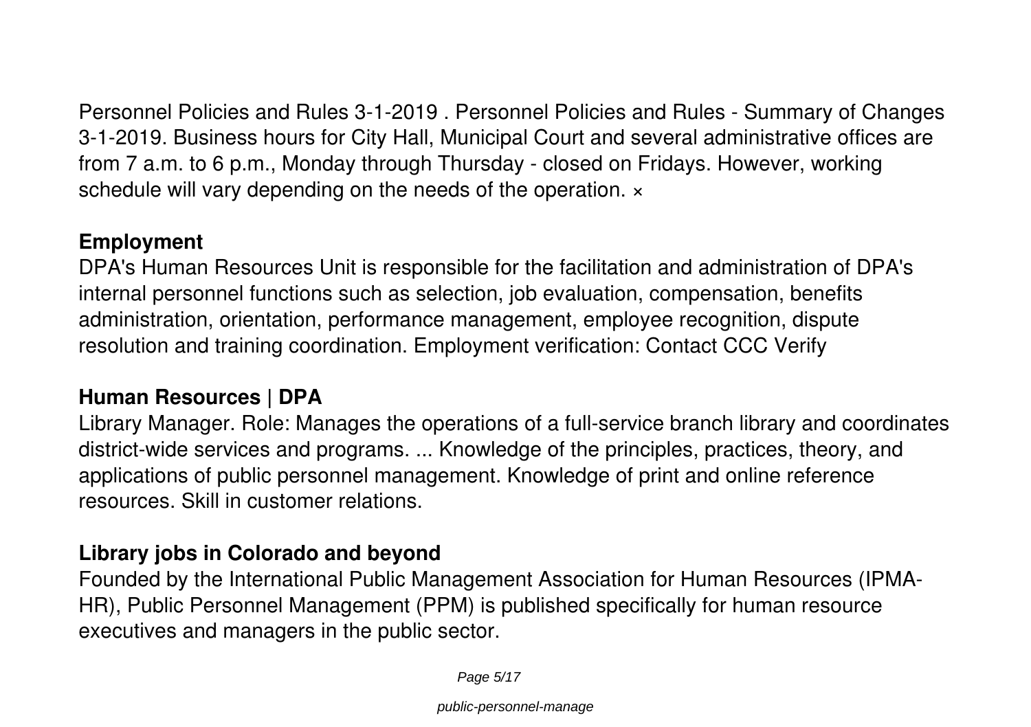Personnel Policies and Rules 3-1-2019 . Personnel Policies and Rules - Summary of Changes 3-1-2019. Business hours for City Hall, Municipal Court and several administrative offices are from 7 a.m. to 6 p.m., Monday through Thursday - closed on Fridays. However, working schedule will vary depending on the needs of the operation. ×

**Employment**

DPA's Human Resources Unit is responsible for the facilitation and administration of DPA's internal personnel functions such as selection, job evaluation, compensation, benefits administration, orientation, performance management, employee recognition, dispute resolution and training coordination. Employment verification: Contact CCC Verify

**Human Resources | DPA**

Library Manager. Role: Manages the operations of a full-service branch library and coordinates district-wide services and programs. ... Knowledge of the principles, practices, theory, and applications of public personnel management. Knowledge of print and online reference resources. Skill in customer relations.

**Library jobs in Colorado and beyond**

Founded by the International Public Management Association for Human Resources (IPMA-HR), Public Personnel Management (PPM) is published specifically for human resource executives and managers in the public sector.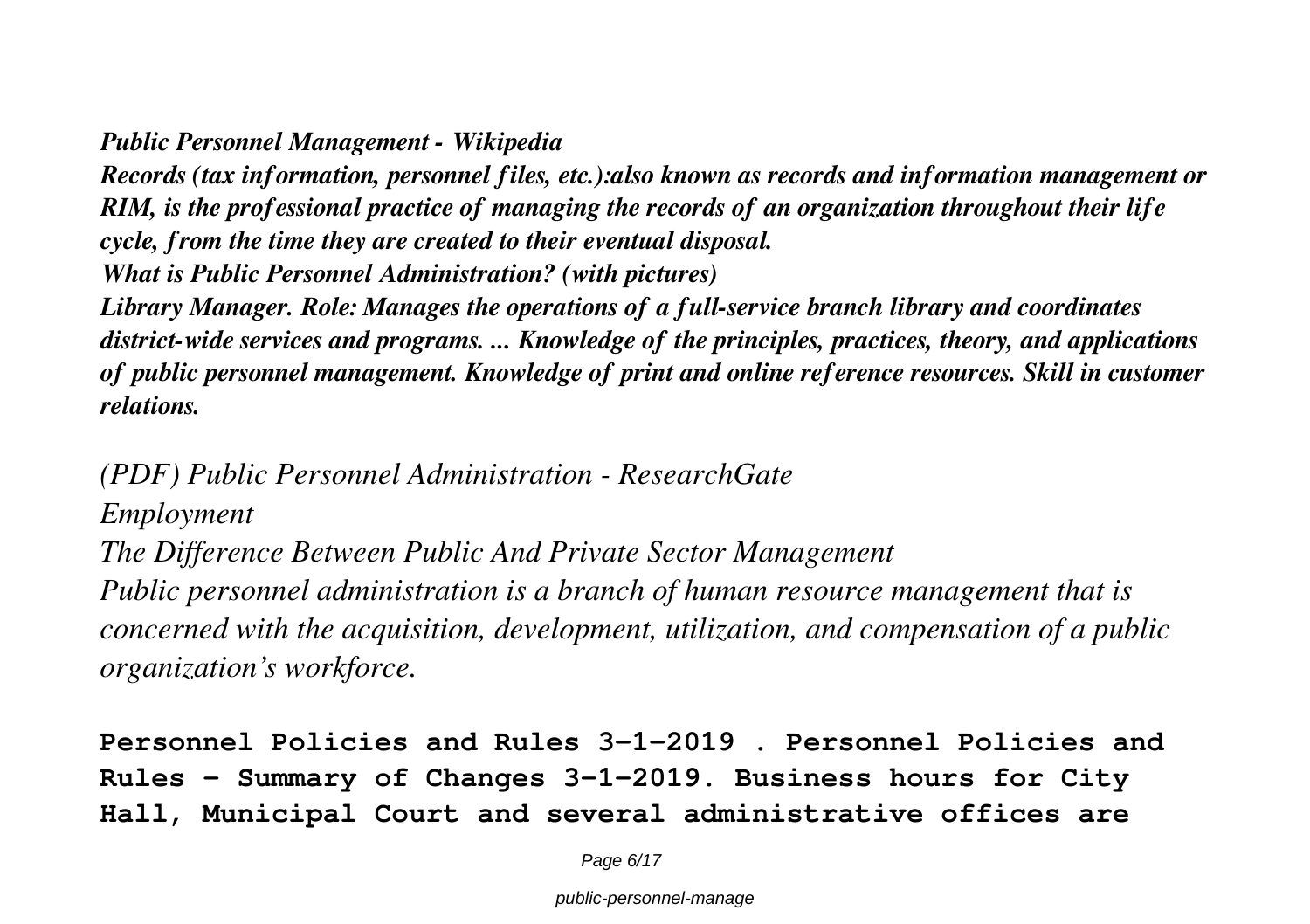***Public Personnel Management - Wikipedia***

***Records (tax information, personnel files, etc.):also known as records and information management or RIM, is the professional practice of managing the records of an organization throughout their life cycle, from the time they are created to their eventual disposal.***

***What is Public Personnel Administration? (with pictures)***

***Library Manager. Role: Manages the operations of a full-service branch library and coordinates district-wide services and programs. ... Knowledge of the principles, practices, theory, and applications of public personnel management. Knowledge of print and online reference resources. Skill in customer relations.***

*(PDF) Public Personnel Administration - ResearchGate*

*Employment*

*The Difference Between Public And Private Sector Management*

*Public personnel administration is a branch of human resource management that is concerned with the acquisition, development, utilization, and compensation of a public organization's workforce.*

**Personnel Policies and Rules 3-1-2019 . Personnel Policies and Rules - Summary of Changes 3-1-2019. Business hours for City Hall, Municipal Court and several administrative offices are**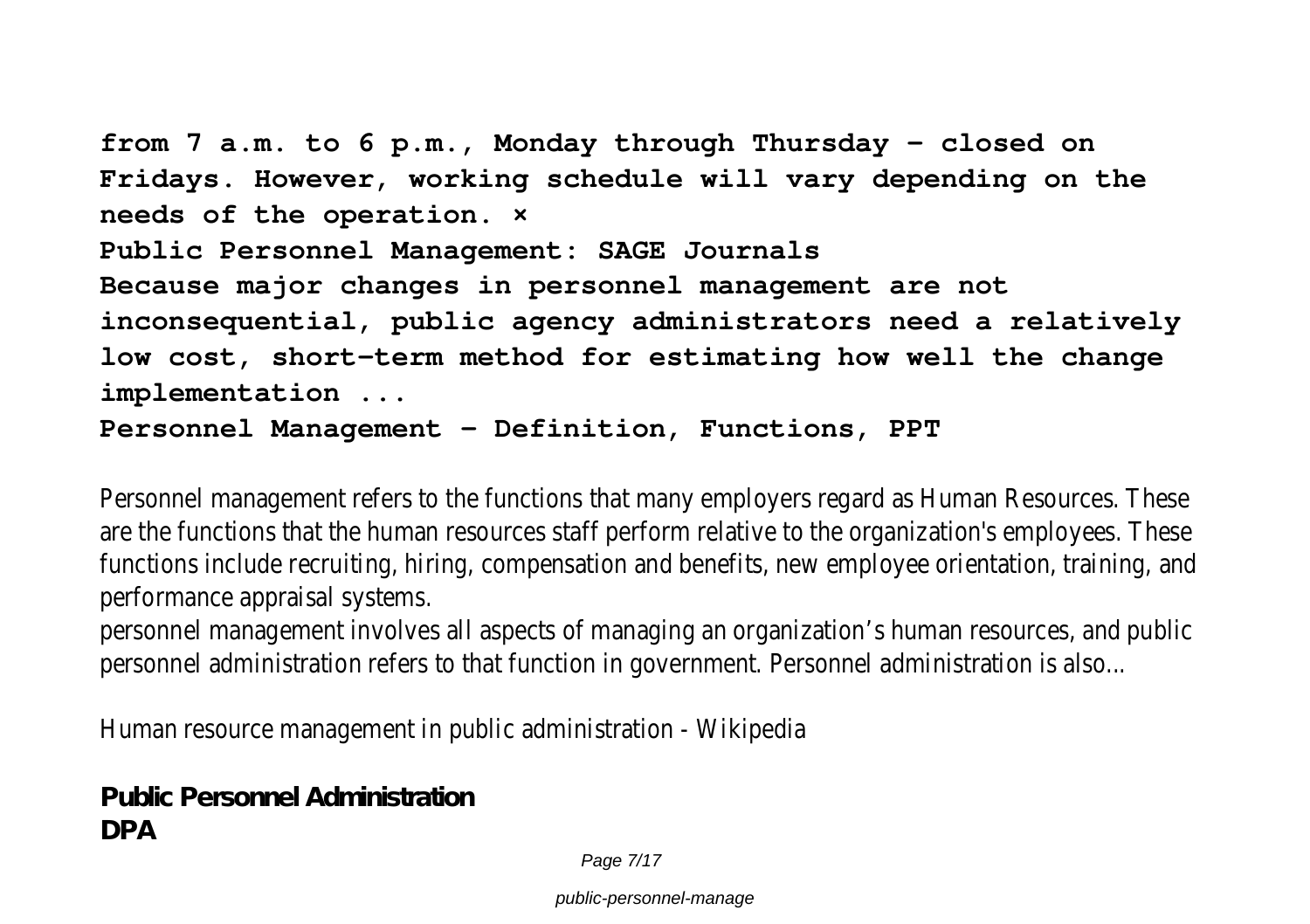**from 7 a.m. to 6 p.m., Monday through Thursday – closed on Fridays. However, working schedule will vary depending on the needs of the operation. ×**

**Public Personnel Management: SAGE Journals**

**Because major changes in personnel management are not inconsequential, public agency administrators need a relatively low cost, short-term method for estimating how well the change implementation ...**

**Personnel Management - Definition, Functions, PPT**

Personnel management refers to the functions that many employers regard as Human Resources. These are the functions that the human resources staff perform relative to the organization's employees. These functions include recruiting, hiring, compensation and benefits, new employee orientation, training, and performance appraisal systems.

personnel management involves all aspects of managing an organization's human resources, and public personnel administration refers to that function in government. Personnel administration is also...

Human resource management in public administration - Wikipedia

**Public Personnel Administration**

**DPA**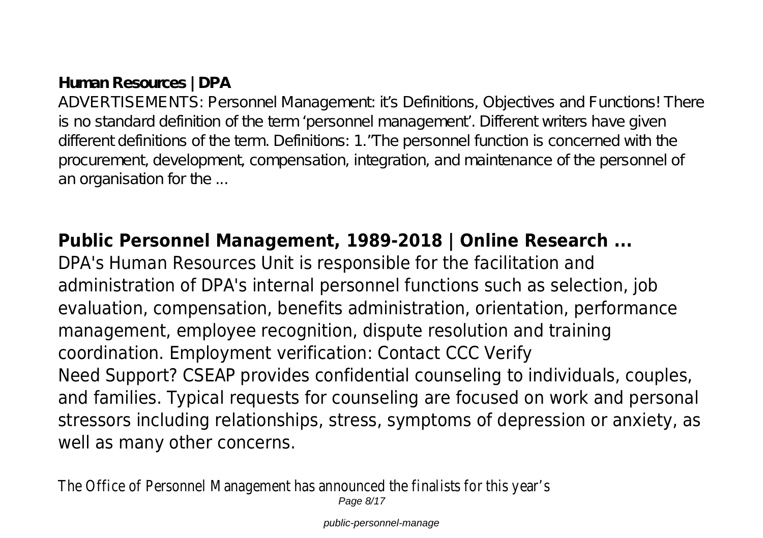**Human Resources | DPA**

ADVERTISEMENTS: Personnel Management: it's Definitions, Objectives and Functions! There is no standard definition of the term 'personnel management'. Different writers have given different definitions of the term. Definitions: 1."The personnel function is concerned with the procurement, development, compensation, integration, and maintenance of the personnel of an organisation for the ...

## Public Personnel Management, 1989-2018 | Online Research ...

DPA's Human Resources Unit is responsible for the facilitation and administration of DPA's internal personnel functions such as selection, job evaluation, compensation, benefits administration, orientation, performance management, employee recognition, dispute resolution and training coordination. Employment verification: Contact CCC Verify

Need Support? CSEAP provides confidential counseling to individuals, couples, and families. Typical requests for counseling are focused on work and personal stressors including relationships, stress, symptoms of depression or anxiety, as well as many other concerns.

The Office of Personnel Management has announced the finalists for this year's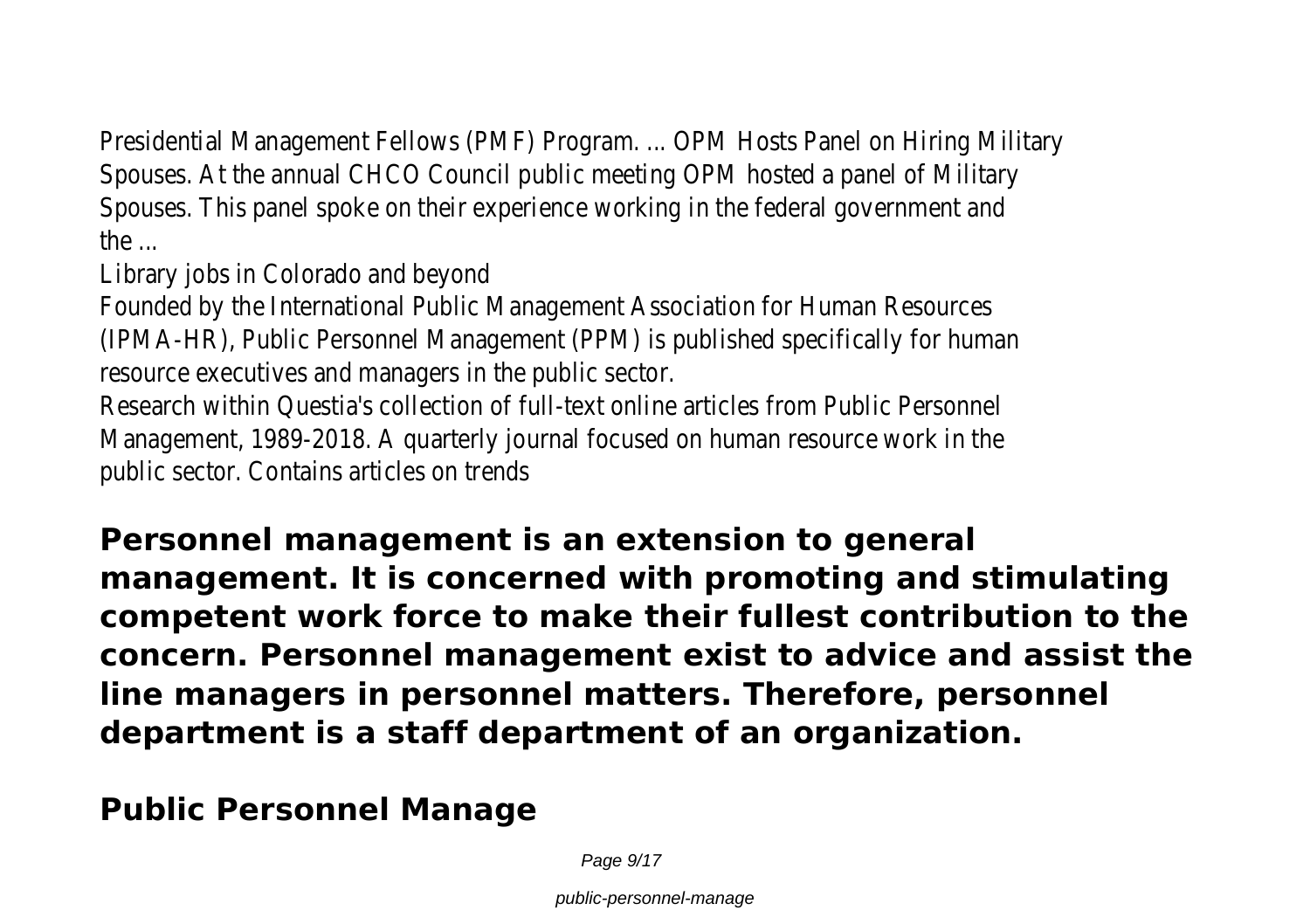Presidential Management Fellows (PMF) Program. ... OPM Hosts Panel on Hiring Military Spouses. At the annual CHCO Council public meeting OPM hosted a panel of Military Spouses. This panel spoke on their experience working in the federal government and the ...

Library jobs in Colorado and beyond

Founded by the International Public Management Association for Human Resources (IPMA-HR), Public Personnel Management (PPM) is published specifically for human resource executives and managers in the public sector.

Research within Questia's collection of full-text online articles from Public Personnel Management, 1989-2018. A quarterly journal focused on human resource work in the public sector. Contains articles on trends

**Personnel management is an extension to general management. It is concerned with promoting and stimulating competent work force to make their fullest contribution to the concern. Personnel management exist to advice and assist the line managers in personnel matters. Therefore, personnel department is a staff department of an organization.**

## Public Personnel Manage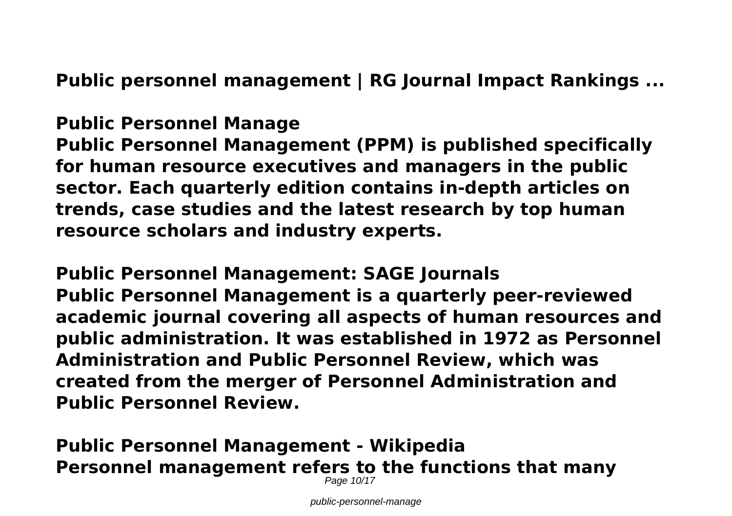**Public personnel management | RG Journal Impact Rankings ...**

**Public Personnel Manage**

**Public Personnel Management (PPM) is published specifically for human resource executives and managers in the public sector. Each quarterly edition contains in-depth articles on trends, case studies and the latest research by top human resource scholars and industry experts.**

**Public Personnel Management: SAGE Journals**

**Public Personnel Management is a quarterly peer-reviewed academic journal covering all aspects of human resources and public administration. It was established in 1972 as Personnel Administration and Public Personnel Review, which was created from the merger of Personnel Administration and Public Personnel Review.**

**Public Personnel Management - Wikipedia**

**Personnel management refers to the functions that many**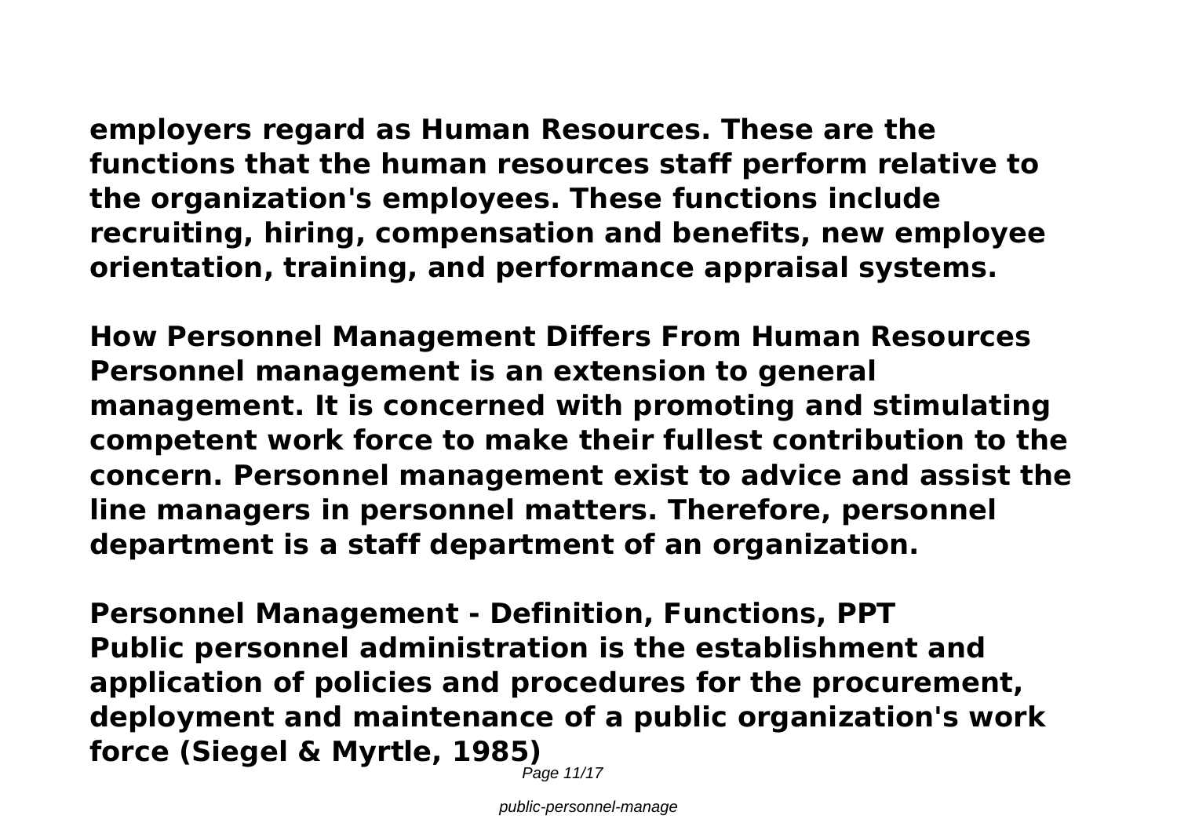**employers regard as Human Resources. These are the functions that the human resources staff perform relative to the organization's employees. These functions include recruiting, hiring, compensation and benefits, new employee orientation, training, and performance appraisal systems.**

**How Personnel Management Differs From Human Resources**
**Personnel management is an extension to general management. It is concerned with promoting and stimulating competent work force to make their fullest contribution to the concern. Personnel management exist to advice and assist the line managers in personnel matters. Therefore, personnel department is a staff department of an organization.**

**Personnel Management - Definition, Functions, PPT**
**Public personnel administration is the establishment and application of policies and procedures for the procurement, deployment and maintenance of a public organization's work force (Siegel & Myrtle, 1985)**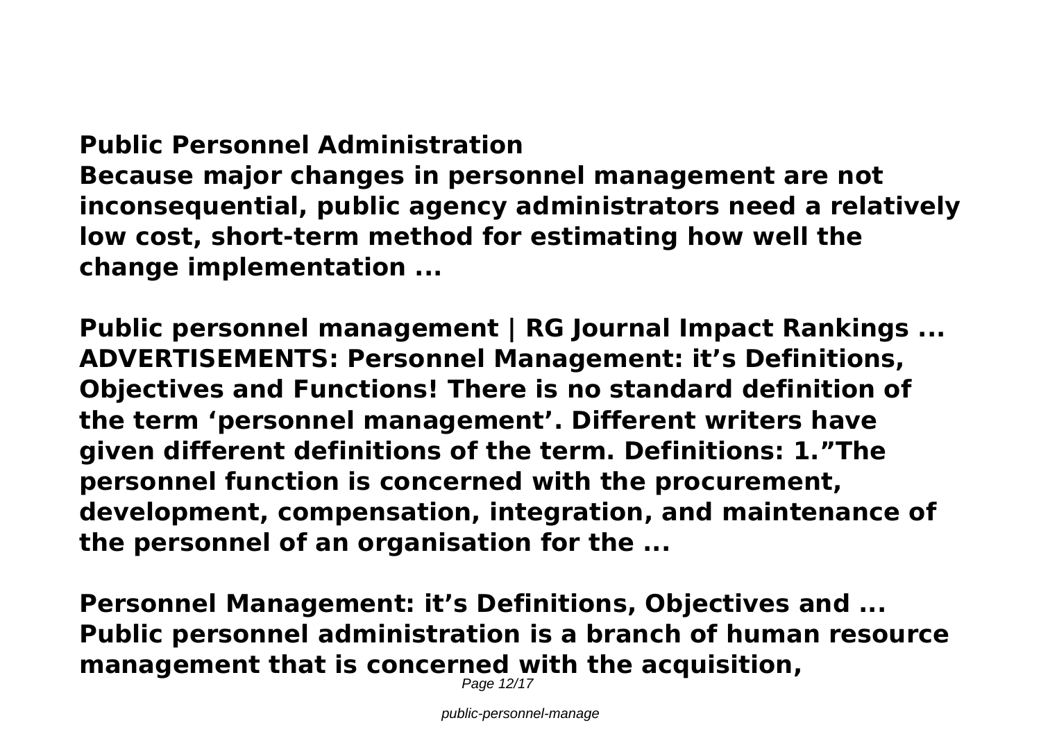**Public Personnel Administration**
**Because major changes in personnel management are not inconsequential, public agency administrators need a relatively low cost, short-term method for estimating how well the change implementation ...**

**Public personnel management | RG Journal Impact Rankings ...**
**ADVERTISEMENTS: Personnel Management: it's Definitions, Objectives and Functions! There is no standard definition of the term 'personnel management'. Different writers have given different definitions of the term. Definitions: 1."The personnel function is concerned with the procurement, development, compensation, integration, and maintenance of the personnel of an organisation for the ...**

**Personnel Management: it's Definitions, Objectives and ...**
**Public personnel administration is a branch of human resource management that is concerned with the acquisition,**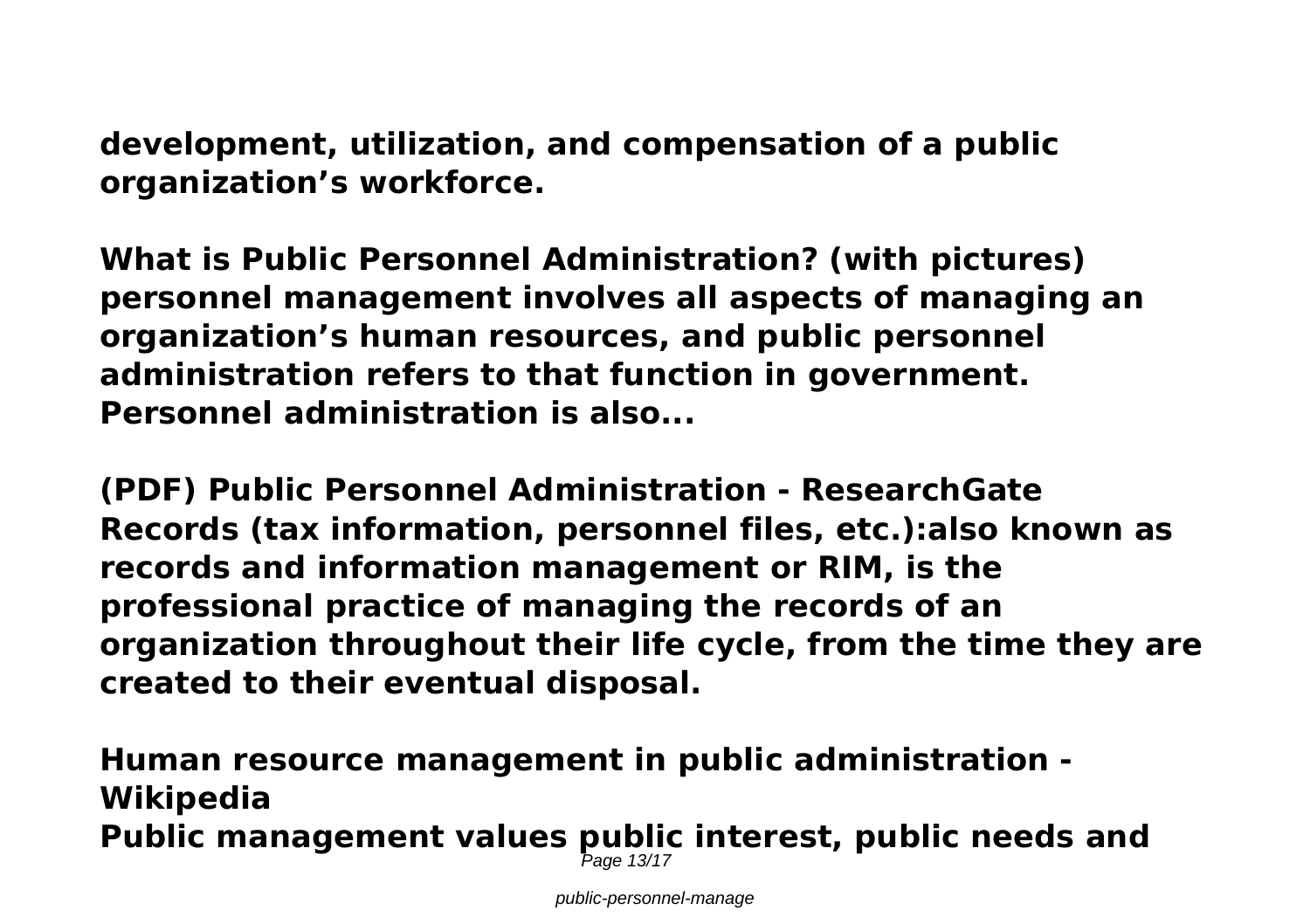**development, utilization, and compensation of a public organization's workforce.**

**What is Public Personnel Administration? (with pictures) personnel management involves all aspects of managing an organization's human resources, and public personnel administration refers to that function in government. Personnel administration is also...**

**(PDF) Public Personnel Administration - ResearchGate Records (tax information, personnel files, etc.):also known as records and information management or RIM, is the professional practice of managing the records of an organization throughout their life cycle, from the time they are created to their eventual disposal.**

**Human resource management in public administration - Wikipedia**
**Public management values public interest, public needs and**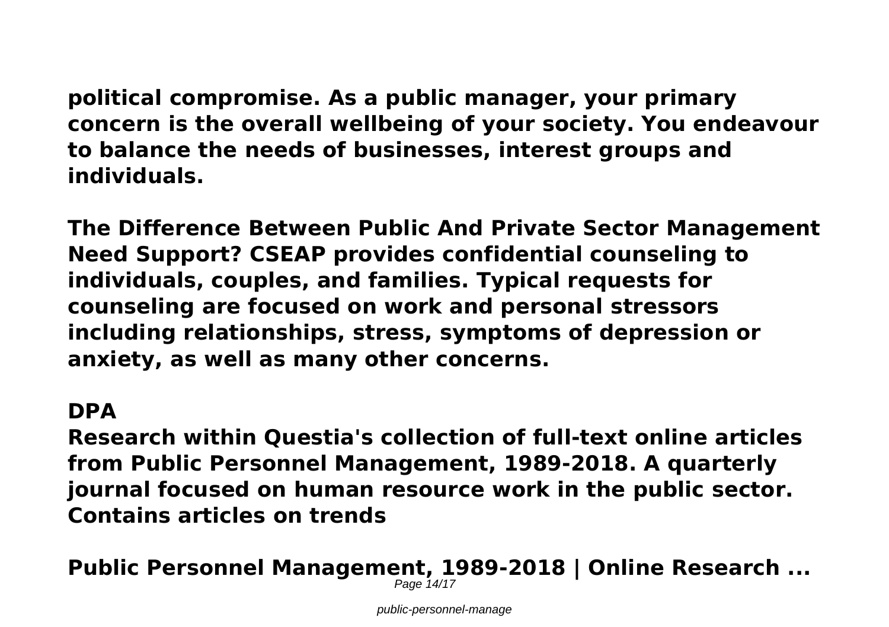**political compromise. As a public manager, your primary concern is the overall wellbeing of your society. You endeavour to balance the needs of businesses, interest groups and individuals.**

**The Difference Between Public And Private Sector Management**
**Need Support? CSEAP provides confidential counseling to individuals, couples, and families. Typical requests for counseling are focused on work and personal stressors including relationships, stress, symptoms of depression or anxiety, as well as many other concerns.**

**DPA**
**Research within Questia's collection of full-text online articles from Public Personnel Management, 1989-2018. A quarterly journal focused on human resource work in the public sector. Contains articles on trends**

**Public Personnel Management, 1989-2018 | Online Research ...**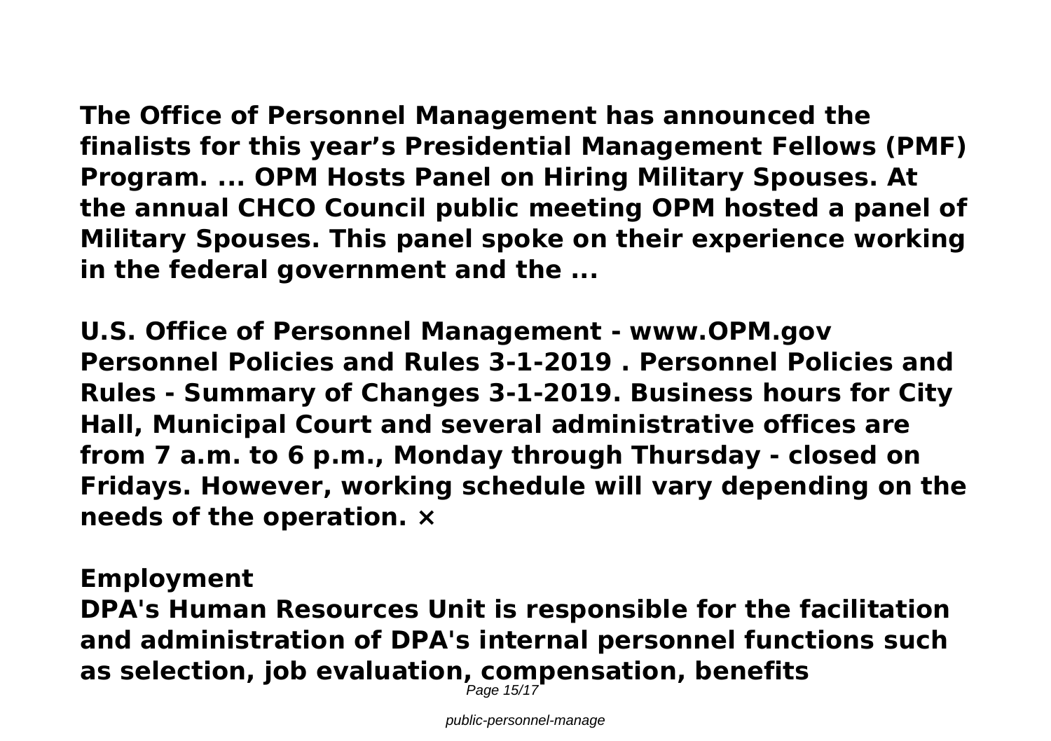**The Office of Personnel Management has announced the finalists for this year's Presidential Management Fellows (PMF) Program. ... OPM Hosts Panel on Hiring Military Spouses. At the annual CHCO Council public meeting OPM hosted a panel of Military Spouses. This panel spoke on their experience working in the federal government and the ...**

**U.S. Office of Personnel Management - www.OPM.gov**
**Personnel Policies and Rules 3-1-2019 . Personnel Policies and Rules - Summary of Changes 3-1-2019. Business hours for City Hall, Municipal Court and several administrative offices are from 7 a.m. to 6 p.m., Monday through Thursday - closed on Fridays. However, working schedule will vary depending on the needs of the operation. ×**

**Employment**
**DPA's Human Resources Unit is responsible for the facilitation and administration of DPA's internal personnel functions such as selection, job evaluation, compensation, benefits**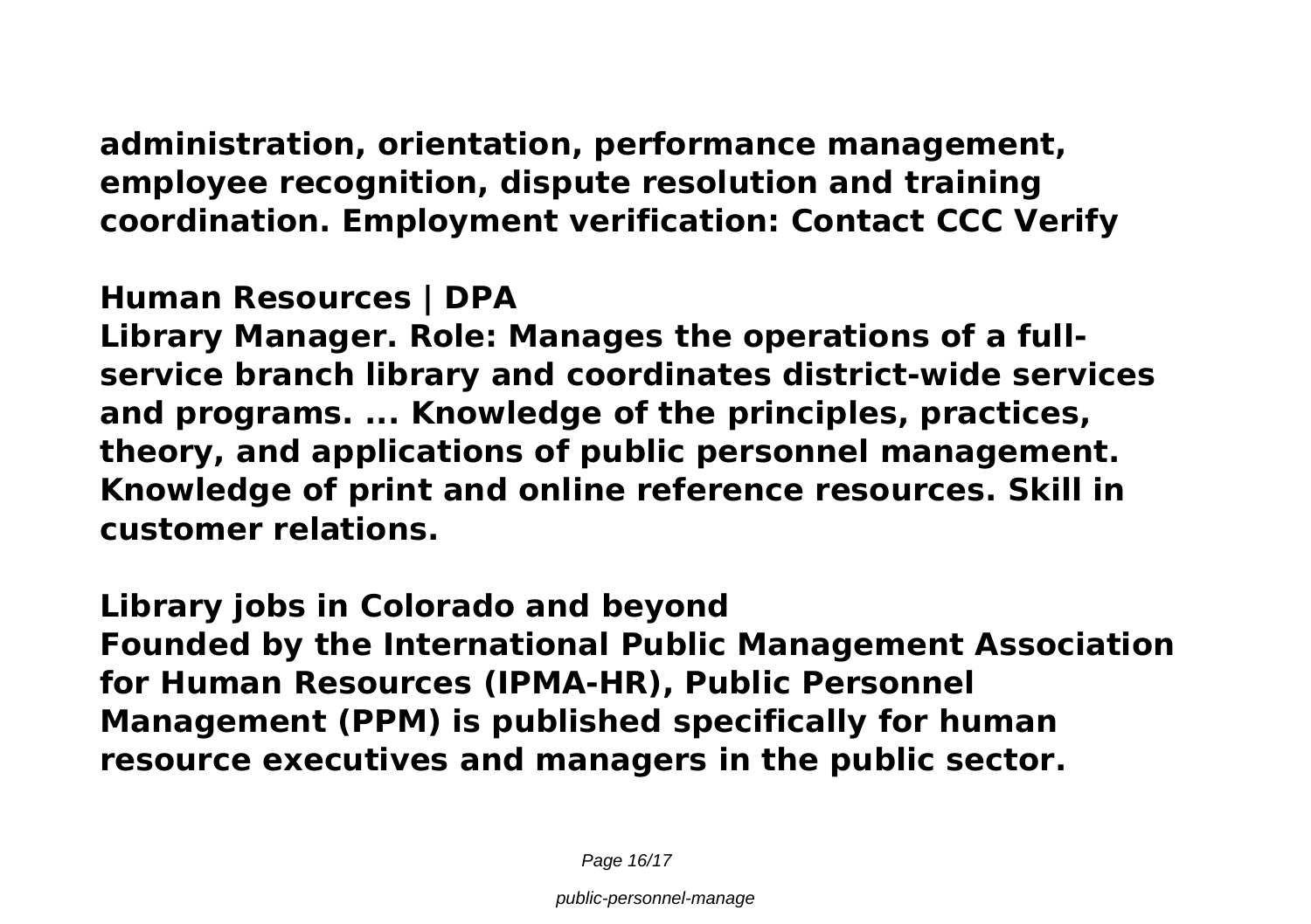**administration, orientation, performance management, employee recognition, dispute resolution and training coordination. Employment verification: Contact CCC Verify**

**Human Resources | DPA**

**Library Manager. Role: Manages the operations of a full-service branch library and coordinates district-wide services and programs. ... Knowledge of the principles, practices, theory, and applications of public personnel management. Knowledge of print and online reference resources. Skill in customer relations.**

**Library jobs in Colorado and beyond**

**Founded by the International Public Management Association for Human Resources (IPMA-HR), Public Personnel Management (PPM) is published specifically for human resource executives and managers in the public sector.**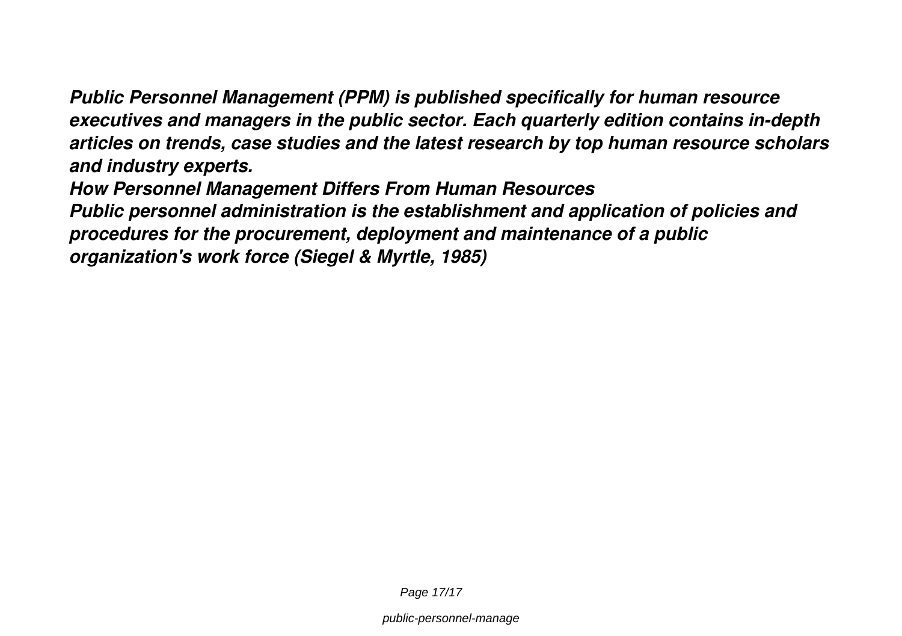***Public Personnel Management (PPM) is published specifically for human resource executives and managers in the public sector. Each quarterly edition contains in-depth articles on trends, case studies and the latest research by top human resource scholars and industry experts.***

***How Personnel Management Differs From Human Resources***

***Public personnel administration is the establishment and application of policies and procedures for the procurement, deployment and maintenance of a public organization's work force (Siegel & Myrtle, 1985)***